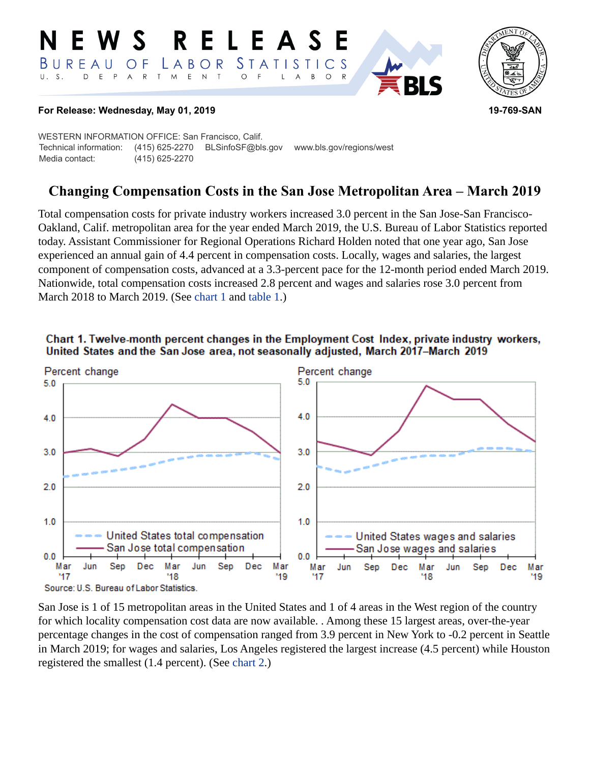# NEWS RELEASE

BUREAU OF LABOR STATISTICS

U. S. DEPARTMENT OF LABOR

**For Release: Wednesday, May 01, 2019** **19-769-SAN**

WESTERN INFORMATION OFFICE: San Francisco, Calif.
Technical information: (415) 625-2270 BLSinfoSF@bls.gov www.bls.gov/regions/west
Media contact: (415) 625-2270

## Changing Compensation Costs in the San Jose Metropolitan Area – March 2019

Total compensation costs for private industry workers increased 3.0 percent in the San Jose-San Francisco-Oakland, Calif. metropolitan area for the year ended March 2019, the U.S. Bureau of Labor Statistics reported today. Assistant Commissioner for Regional Operations Richard Holden noted that one year ago, San Jose experienced an annual gain of 4.4 percent in compensation costs. Locally, wages and salaries, the largest component of compensation costs, advanced at a 3.3-percent pace for the 12-month period ended March 2019. Nationwide, total compensation costs increased 2.8 percent and wages and salaries rose 3.0 percent from March 2018 to March 2019. (See chart 1 and table 1.)

**Chart 1. Twelve-month percent changes in the Employment Cost Index, private industry workers, United States and the San Jose area, not seasonally adjusted, March 2017–March 2019**

Source: U.S. Bureau of Labor Statistics.

San Jose is 1 of 15 metropolitan areas in the United States and 1 of 4 areas in the West region of the country for which locality compensation cost data are now available. . Among these 15 largest areas, over-the-year percentage changes in the cost of compensation ranged from 3.9 percent in New York to -0.2 percent in Seattle in March 2019; for wages and salaries, Los Angeles registered the largest increase (4.5 percent) while Houston registered the smallest (1.4 percent). (See chart 2.)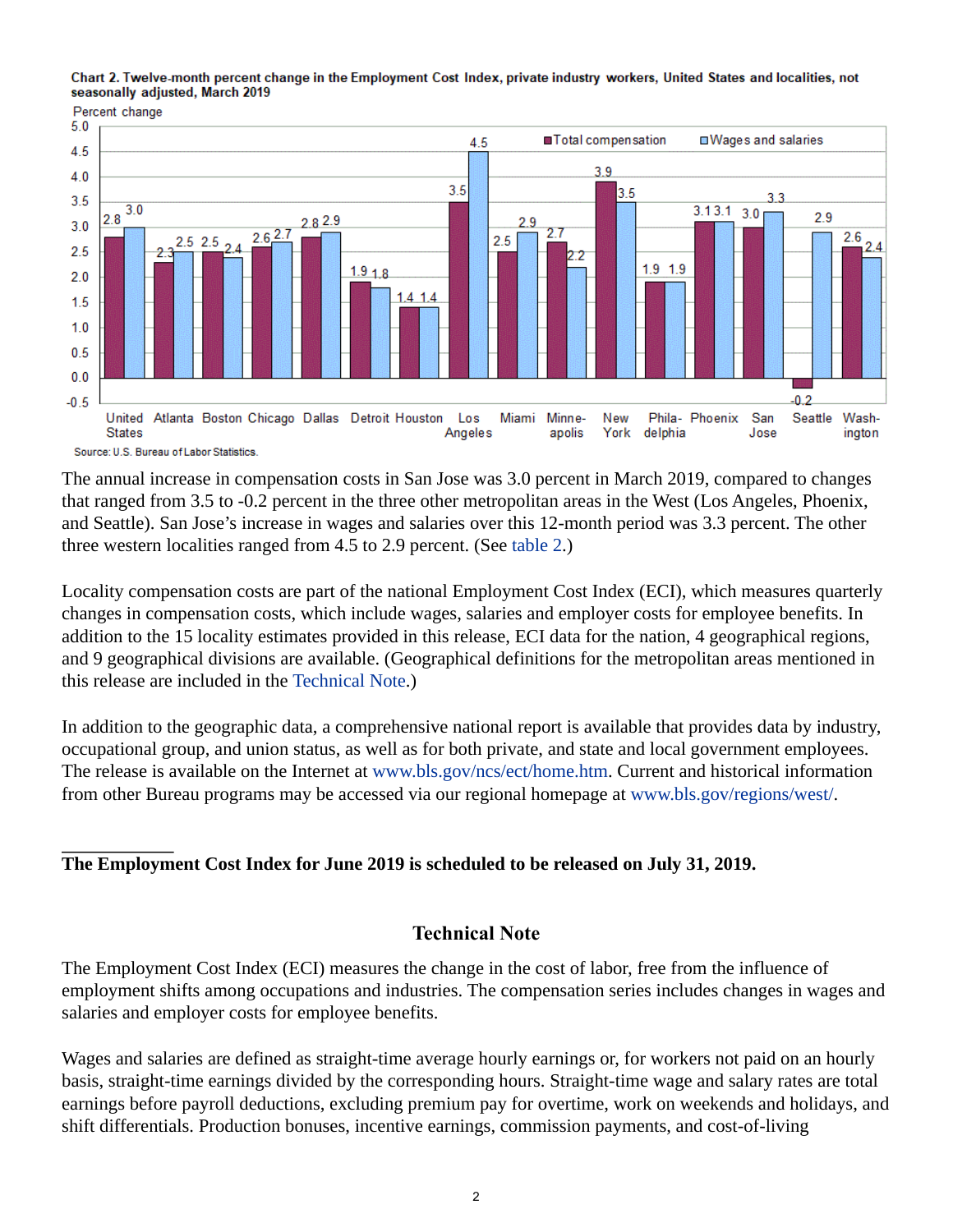**Chart 2. Twelve-month percent change in the Employment Cost Index, private industry workers, United States and localities, not seasonally adjusted, March 2019**

Percent change

| Area | Total compensation | Wages and salaries |
|---|---|---|
| United States | 2.8 | 3.0 |
| Atlanta | 2.3 | 2.5 |
| Boston | 2.5 | 2.4 |
| Chicago | 2.6 | 2.7 |
| Dallas | 2.8 | 2.9 |
| Detroit | 1.9 | 1.8 |
| Houston | 1.4 | 1.4 |
| Los Angeles | 3.5 | 4.5 |
| Miami | 2.5 | 2.9 |
| Minneapolis | 2.7 | 2.2 |
| New York | 3.9 | 3.5 |
| Philadelphia | 1.9 | 1.9 |
| Phoenix | 3.1 | 3.1 |
| San Jose | 3.0 | 3.3 |
| Seattle | -0.2 | 2.9 |
| Washington | 2.6 | 2.4 |

Source: U.S. Bureau of Labor Statistics.

The annual increase in compensation costs in San Jose was 3.0 percent in March 2019, compared to changes that ranged from 3.5 to -0.2 percent in the three other metropolitan areas in the West (Los Angeles, Phoenix, and Seattle). San Jose's increase in wages and salaries over this 12-month period was 3.3 percent. The other three western localities ranged from 4.5 to 2.9 percent. (See table 2.)

Locality compensation costs are part of the national Employment Cost Index (ECI), which measures quarterly changes in compensation costs, which include wages, salaries and employer costs for employee benefits. In addition to the 15 locality estimates provided in this release, ECI data for the nation, 4 geographical regions, and 9 geographical divisions are available. (Geographical definitions for the metropolitan areas mentioned in this release are included in the Technical Note.)

In addition to the geographic data, a comprehensive national report is available that provides data by industry, occupational group, and union status, as well as for both private, and state and local government employees. The release is available on the Internet at www.bls.gov/ncs/ect/home.htm. Current and historical information from other Bureau programs may be accessed via our regional homepage at www.bls.gov/regions/west/.

**The Employment Cost Index for June 2019 is scheduled to be released on July 31, 2019.**

## Technical Note

The Employment Cost Index (ECI) measures the change in the cost of labor, free from the influence of employment shifts among occupations and industries. The compensation series includes changes in wages and salaries and employer costs for employee benefits.

Wages and salaries are defined as straight-time average hourly earnings or, for workers not paid on an hourly basis, straight-time earnings divided by the corresponding hours. Straight-time wage and salary rates are total earnings before payroll deductions, excluding premium pay for overtime, work on weekends and holidays, and shift differentials. Production bonuses, incentive earnings, commission payments, and cost-of-living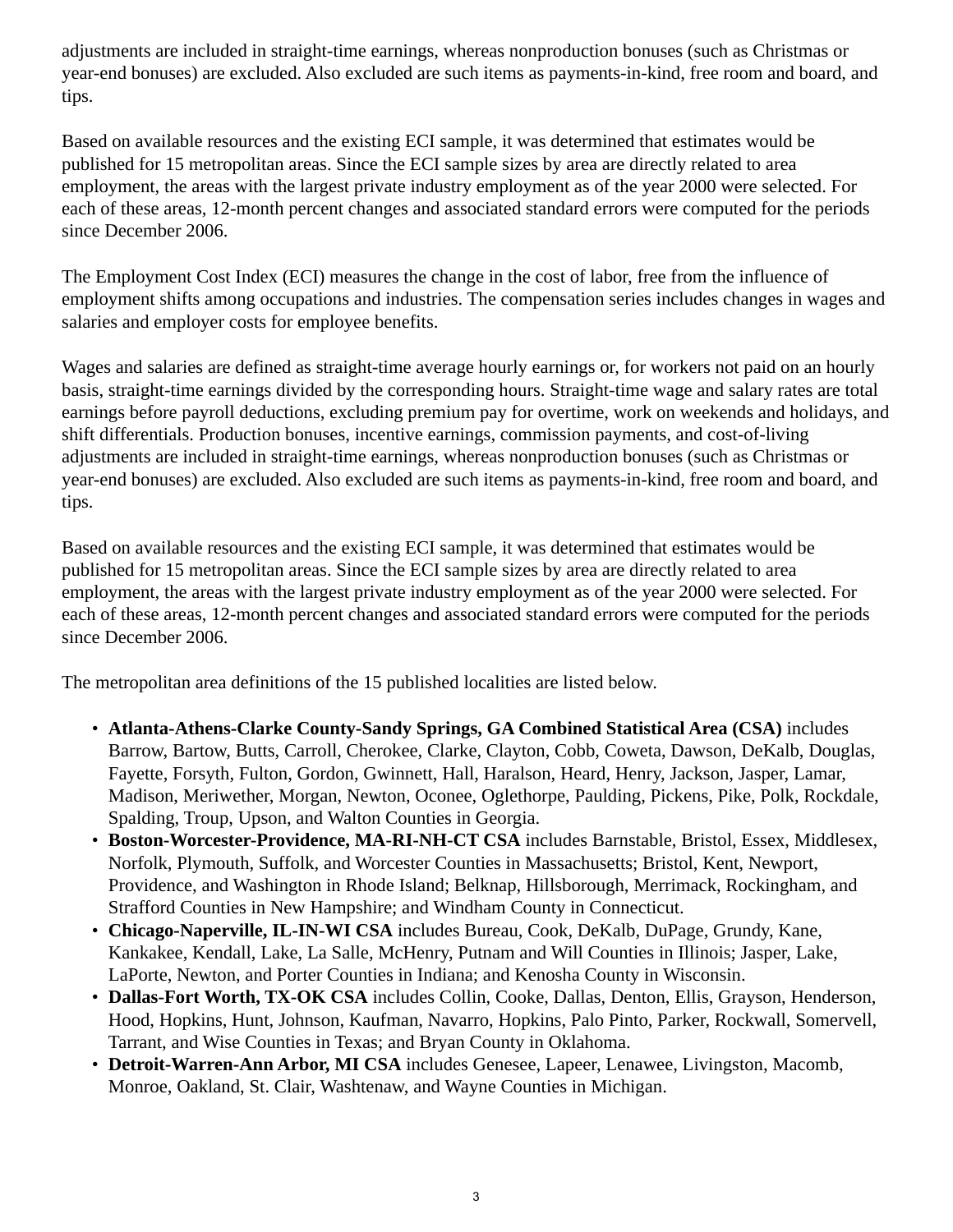adjustments are included in straight-time earnings, whereas nonproduction bonuses (such as Christmas or year-end bonuses) are excluded. Also excluded are such items as payments-in-kind, free room and board, and tips.

Based on available resources and the existing ECI sample, it was determined that estimates would be published for 15 metropolitan areas. Since the ECI sample sizes by area are directly related to area employment, the areas with the largest private industry employment as of the year 2000 were selected. For each of these areas, 12-month percent changes and associated standard errors were computed for the periods since December 2006.

The Employment Cost Index (ECI) measures the change in the cost of labor, free from the influence of employment shifts among occupations and industries. The compensation series includes changes in wages and salaries and employer costs for employee benefits.

Wages and salaries are defined as straight-time average hourly earnings or, for workers not paid on an hourly basis, straight-time earnings divided by the corresponding hours. Straight-time wage and salary rates are total earnings before payroll deductions, excluding premium pay for overtime, work on weekends and holidays, and shift differentials. Production bonuses, incentive earnings, commission payments, and cost-of-living adjustments are included in straight-time earnings, whereas nonproduction bonuses (such as Christmas or year-end bonuses) are excluded. Also excluded are such items as payments-in-kind, free room and board, and tips.

Based on available resources and the existing ECI sample, it was determined that estimates would be published for 15 metropolitan areas. Since the ECI sample sizes by area are directly related to area employment, the areas with the largest private industry employment as of the year 2000 were selected. For each of these areas, 12-month percent changes and associated standard errors were computed for the periods since December 2006.

The metropolitan area definitions of the 15 published localities are listed below.

- **Atlanta-Athens-Clarke County-Sandy Springs, GA Combined Statistical Area (CSA)** includes Barrow, Bartow, Butts, Carroll, Cherokee, Clarke, Clayton, Cobb, Coweta, Dawson, DeKalb, Douglas, Fayette, Forsyth, Fulton, Gordon, Gwinnett, Hall, Haralson, Heard, Henry, Jackson, Jasper, Lamar, Madison, Meriwether, Morgan, Newton, Oconee, Oglethorpe, Paulding, Pickens, Pike, Polk, Rockdale, Spalding, Troup, Upson, and Walton Counties in Georgia.
- **Boston-Worcester-Providence, MA-RI-NH-CT CSA** includes Barnstable, Bristol, Essex, Middlesex, Norfolk, Plymouth, Suffolk, and Worcester Counties in Massachusetts; Bristol, Kent, Newport, Providence, and Washington in Rhode Island; Belknap, Hillsborough, Merrimack, Rockingham, and Strafford Counties in New Hampshire; and Windham County in Connecticut.
- **Chicago-Naperville, IL-IN-WI CSA** includes Bureau, Cook, DeKalb, DuPage, Grundy, Kane, Kankakee, Kendall, Lake, La Salle, McHenry, Putnam and Will Counties in Illinois; Jasper, Lake, LaPorte, Newton, and Porter Counties in Indiana; and Kenosha County in Wisconsin.
- **Dallas-Fort Worth, TX-OK CSA** includes Collin, Cooke, Dallas, Denton, Ellis, Grayson, Henderson, Hood, Hopkins, Hunt, Johnson, Kaufman, Navarro, Hopkins, Palo Pinto, Parker, Rockwall, Somervell, Tarrant, and Wise Counties in Texas; and Bryan County in Oklahoma.
- **Detroit-Warren-Ann Arbor, MI CSA** includes Genesee, Lapeer, Lenawee, Livingston, Macomb, Monroe, Oakland, St. Clair, Washtenaw, and Wayne Counties in Michigan.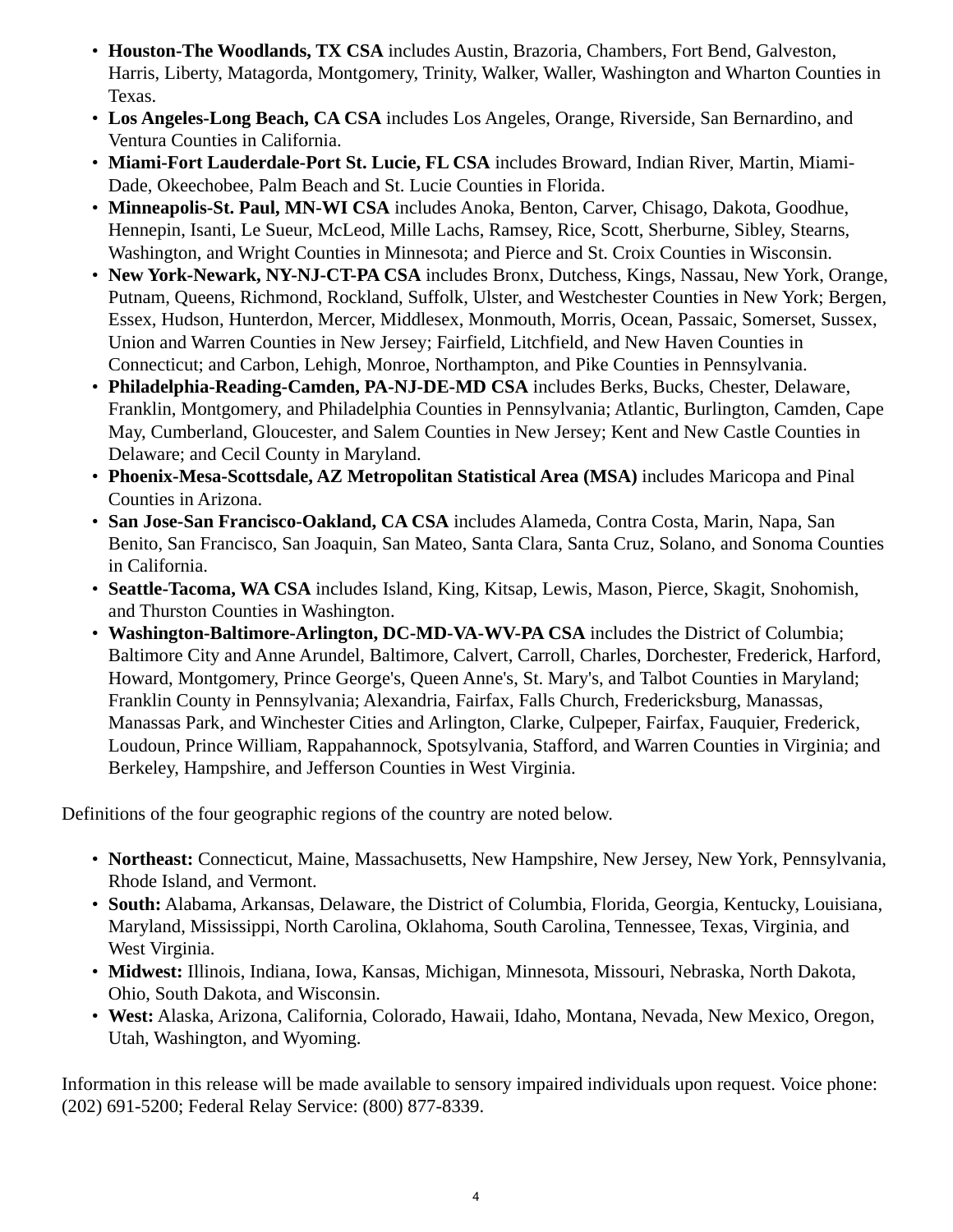- **Houston-The Woodlands, TX CSA** includes Austin, Brazoria, Chambers, Fort Bend, Galveston, Harris, Liberty, Matagorda, Montgomery, Trinity, Walker, Waller, Washington and Wharton Counties in Texas.
- **Los Angeles-Long Beach, CA CSA** includes Los Angeles, Orange, Riverside, San Bernardino, and Ventura Counties in California.
- **Miami-Fort Lauderdale-Port St. Lucie, FL CSA** includes Broward, Indian River, Martin, Miami-Dade, Okeechobee, Palm Beach and St. Lucie Counties in Florida.
- **Minneapolis-St. Paul, MN-WI CSA** includes Anoka, Benton, Carver, Chisago, Dakota, Goodhue, Hennepin, Isanti, Le Sueur, McLeod, Mille Lachs, Ramsey, Rice, Scott, Sherburne, Sibley, Stearns, Washington, and Wright Counties in Minnesota; and Pierce and St. Croix Counties in Wisconsin.
- **New York-Newark, NY-NJ-CT-PA CSA** includes Bronx, Dutchess, Kings, Nassau, New York, Orange, Putnam, Queens, Richmond, Rockland, Suffolk, Ulster, and Westchester Counties in New York; Bergen, Essex, Hudson, Hunterdon, Mercer, Middlesex, Monmouth, Morris, Ocean, Passaic, Somerset, Sussex, Union and Warren Counties in New Jersey; Fairfield, Litchfield, and New Haven Counties in Connecticut; and Carbon, Lehigh, Monroe, Northampton, and Pike Counties in Pennsylvania.
- **Philadelphia-Reading-Camden, PA-NJ-DE-MD CSA** includes Berks, Bucks, Chester, Delaware, Franklin, Montgomery, and Philadelphia Counties in Pennsylvania; Atlantic, Burlington, Camden, Cape May, Cumberland, Gloucester, and Salem Counties in New Jersey; Kent and New Castle Counties in Delaware; and Cecil County in Maryland.
- **Phoenix-Mesa-Scottsdale, AZ Metropolitan Statistical Area (MSA)** includes Maricopa and Pinal Counties in Arizona.
- **San Jose-San Francisco-Oakland, CA CSA** includes Alameda, Contra Costa, Marin, Napa, San Benito, San Francisco, San Joaquin, San Mateo, Santa Clara, Santa Cruz, Solano, and Sonoma Counties in California.
- **Seattle-Tacoma, WA CSA** includes Island, King, Kitsap, Lewis, Mason, Pierce, Skagit, Snohomish, and Thurston Counties in Washington.
- **Washington-Baltimore-Arlington, DC-MD-VA-WV-PA CSA** includes the District of Columbia; Baltimore City and Anne Arundel, Baltimore, Calvert, Carroll, Charles, Dorchester, Frederick, Harford, Howard, Montgomery, Prince George's, Queen Anne's, St. Mary's, and Talbot Counties in Maryland; Franklin County in Pennsylvania; Alexandria, Fairfax, Falls Church, Fredericksburg, Manassas, Manassas Park, and Winchester Cities and Arlington, Clarke, Culpeper, Fairfax, Fauquier, Frederick, Loudoun, Prince William, Rappahannock, Spotsylvania, Stafford, and Warren Counties in Virginia; and Berkeley, Hampshire, and Jefferson Counties in West Virginia.

Definitions of the four geographic regions of the country are noted below.

- **Northeast:** Connecticut, Maine, Massachusetts, New Hampshire, New Jersey, New York, Pennsylvania, Rhode Island, and Vermont.
- **South:** Alabama, Arkansas, Delaware, the District of Columbia, Florida, Georgia, Kentucky, Louisiana, Maryland, Mississippi, North Carolina, Oklahoma, South Carolina, Tennessee, Texas, Virginia, and West Virginia.
- **Midwest:** Illinois, Indiana, Iowa, Kansas, Michigan, Minnesota, Missouri, Nebraska, North Dakota, Ohio, South Dakota, and Wisconsin.
- **West:** Alaska, Arizona, California, Colorado, Hawaii, Idaho, Montana, Nevada, New Mexico, Oregon, Utah, Washington, and Wyoming.

Information in this release will be made available to sensory impaired individuals upon request. Voice phone: (202) 691-5200; Federal Relay Service: (800) 877-8339.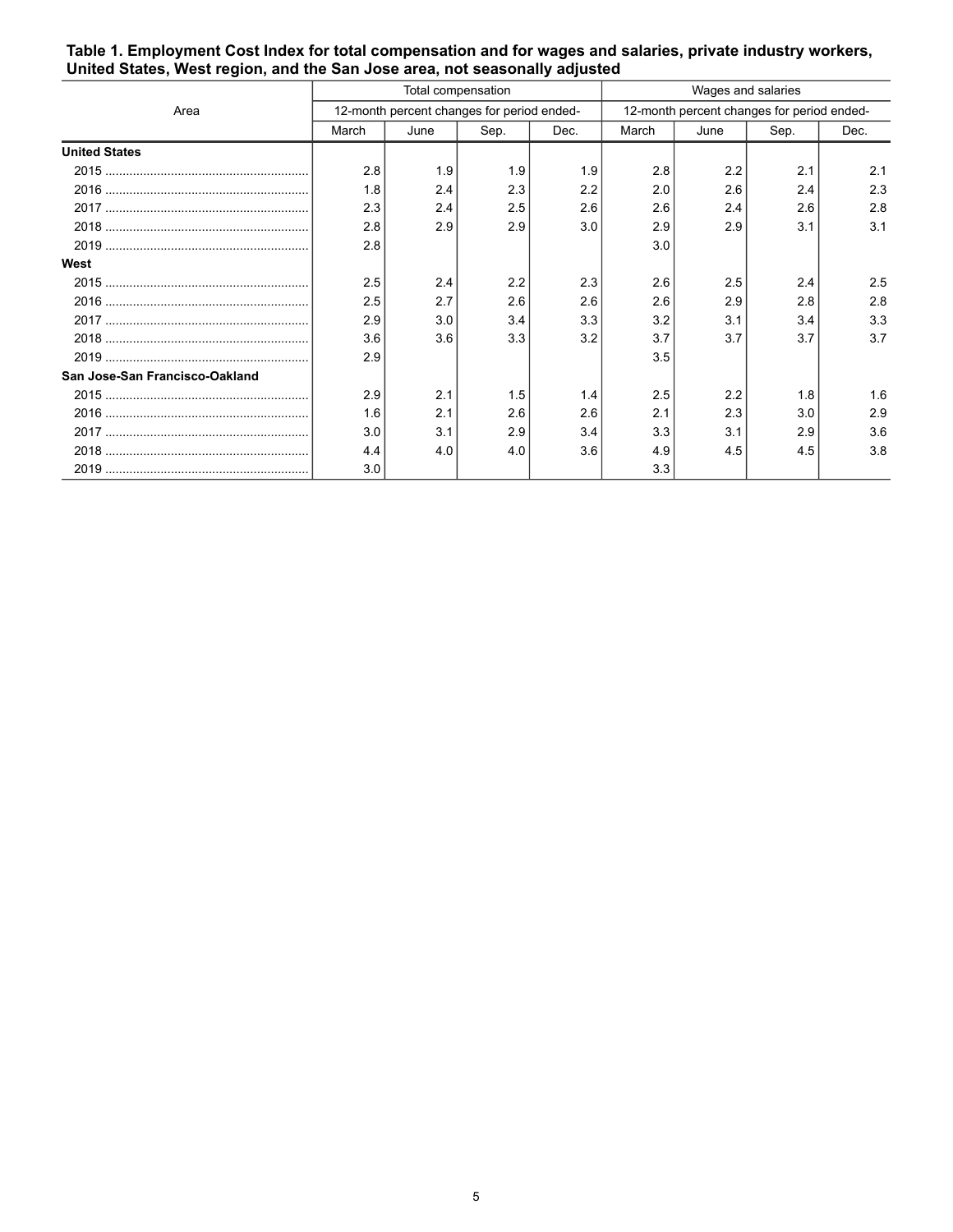**Table 1. Employment Cost Index for total compensation and for wages and salaries, private industry workers, United States, West region, and the San Jose area, not seasonally adjusted**

| Area | Total compensation | | | | Wages and salaries | | | |
|---|---|---|---|---|---|---|---|---|
| | 12-month percent changes for period ended- | | | | 12-month percent changes for period ended- | | | |
| | March | June | Sep. | Dec. | March | June | Sep. | Dec. |
| **United States** | | | | | | | | |
| 2015 | 2.8 | 1.9 | 1.9 | 1.9 | 2.8 | 2.2 | 2.1 | 2.1 |
| 2016 | 1.8 | 2.4 | 2.3 | 2.2 | 2.0 | 2.6 | 2.4 | 2.3 |
| 2017 | 2.3 | 2.4 | 2.5 | 2.6 | 2.6 | 2.4 | 2.6 | 2.8 |
| 2018 | 2.8 | 2.9 | 2.9 | 3.0 | 2.9 | 2.9 | 3.1 | 3.1 |
| 2019 | 2.8 | | | | 3.0 | | | |
| **West** | | | | | | | | |
| 2015 | 2.5 | 2.4 | 2.2 | 2.3 | 2.6 | 2.5 | 2.4 | 2.5 |
| 2016 | 2.5 | 2.7 | 2.6 | 2.6 | 2.6 | 2.9 | 2.8 | 2.8 |
| 2017 | 2.9 | 3.0 | 3.4 | 3.3 | 3.2 | 3.1 | 3.4 | 3.3 |
| 2018 | 3.6 | 3.6 | 3.3 | 3.2 | 3.7 | 3.7 | 3.7 | 3.7 |
| 2019 | 2.9 | | | | 3.5 | | | |
| **San Jose-San Francisco-Oakland** | | | | | | | | |
| 2015 | 2.9 | 2.1 | 1.5 | 1.4 | 2.5 | 2.2 | 1.8 | 1.6 |
| 2016 | 1.6 | 2.1 | 2.6 | 2.6 | 2.1 | 2.3 | 3.0 | 2.9 |
| 2017 | 3.0 | 3.1 | 2.9 | 3.4 | 3.3 | 3.1 | 2.9 | 3.6 |
| 2018 | 4.4 | 4.0 | 4.0 | 3.6 | 4.9 | 4.5 | 4.5 | 3.8 |
| 2019 | 3.0 | | | | 3.3 | | | |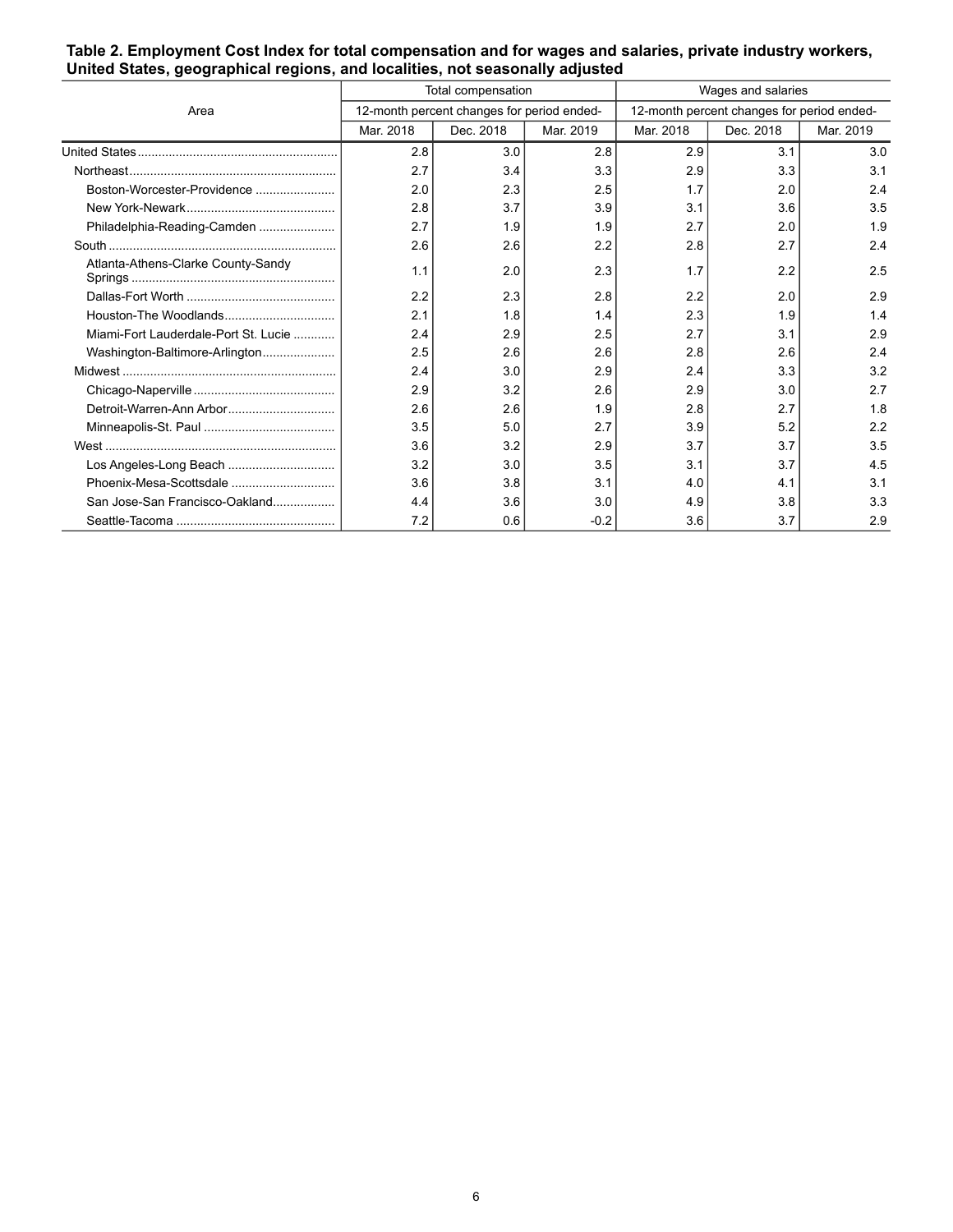**Table 2. Employment Cost Index for total compensation and for wages and salaries, private industry workers, United States, geographical regions, and localities, not seasonally adjusted**

| Area | Total compensation | | | Wages and salaries | | |
|---|---|---|---|---|---|---|
| | 12-month percent changes for period ended- | | | 12-month percent changes for period ended- | | |
| | Mar. 2018 | Dec. 2018 | Mar. 2019 | Mar. 2018 | Dec. 2018 | Mar. 2019 |
| United States | 2.8 | 3.0 | 2.8 | 2.9 | 3.1 | 3.0 |
| Northeast | 2.7 | 3.4 | 3.3 | 2.9 | 3.3 | 3.1 |
| Boston-Worcester-Providence | 2.0 | 2.3 | 2.5 | 1.7 | 2.0 | 2.4 |
| New York-Newark | 2.8 | 3.7 | 3.9 | 3.1 | 3.6 | 3.5 |
| Philadelphia-Reading-Camden | 2.7 | 1.9 | 1.9 | 2.7 | 2.0 | 1.9 |
| South | 2.6 | 2.6 | 2.2 | 2.8 | 2.7 | 2.4 |
| Atlanta-Athens-Clarke County-Sandy Springs | 1.1 | 2.0 | 2.3 | 1.7 | 2.2 | 2.5 |
| Dallas-Fort Worth | 2.2 | 2.3 | 2.8 | 2.2 | 2.0 | 2.9 |
| Houston-The Woodlands | 2.1 | 1.8 | 1.4 | 2.3 | 1.9 | 1.4 |
| Miami-Fort Lauderdale-Port St. Lucie | 2.4 | 2.9 | 2.5 | 2.7 | 3.1 | 2.9 |
| Washington-Baltimore-Arlington | 2.5 | 2.6 | 2.6 | 2.8 | 2.6 | 2.4 |
| Midwest | 2.4 | 3.0 | 2.9 | 2.4 | 3.3 | 3.2 |
| Chicago-Naperville | 2.9 | 3.2 | 2.6 | 2.9 | 3.0 | 2.7 |
| Detroit-Warren-Ann Arbor | 2.6 | 2.6 | 1.9 | 2.8 | 2.7 | 1.8 |
| Minneapolis-St. Paul | 3.5 | 5.0 | 2.7 | 3.9 | 5.2 | 2.2 |
| West | 3.6 | 3.2 | 2.9 | 3.7 | 3.7 | 3.5 |
| Los Angeles-Long Beach | 3.2 | 3.0 | 3.5 | 3.1 | 3.7 | 4.5 |
| Phoenix-Mesa-Scottsdale | 3.6 | 3.8 | 3.1 | 4.0 | 4.1 | 3.1 |
| San Jose-San Francisco-Oakland | 4.4 | 3.6 | 3.0 | 4.9 | 3.8 | 3.3 |
| Seattle-Tacoma | 7.2 | 0.6 | -0.2 | 3.6 | 3.7 | 2.9 |